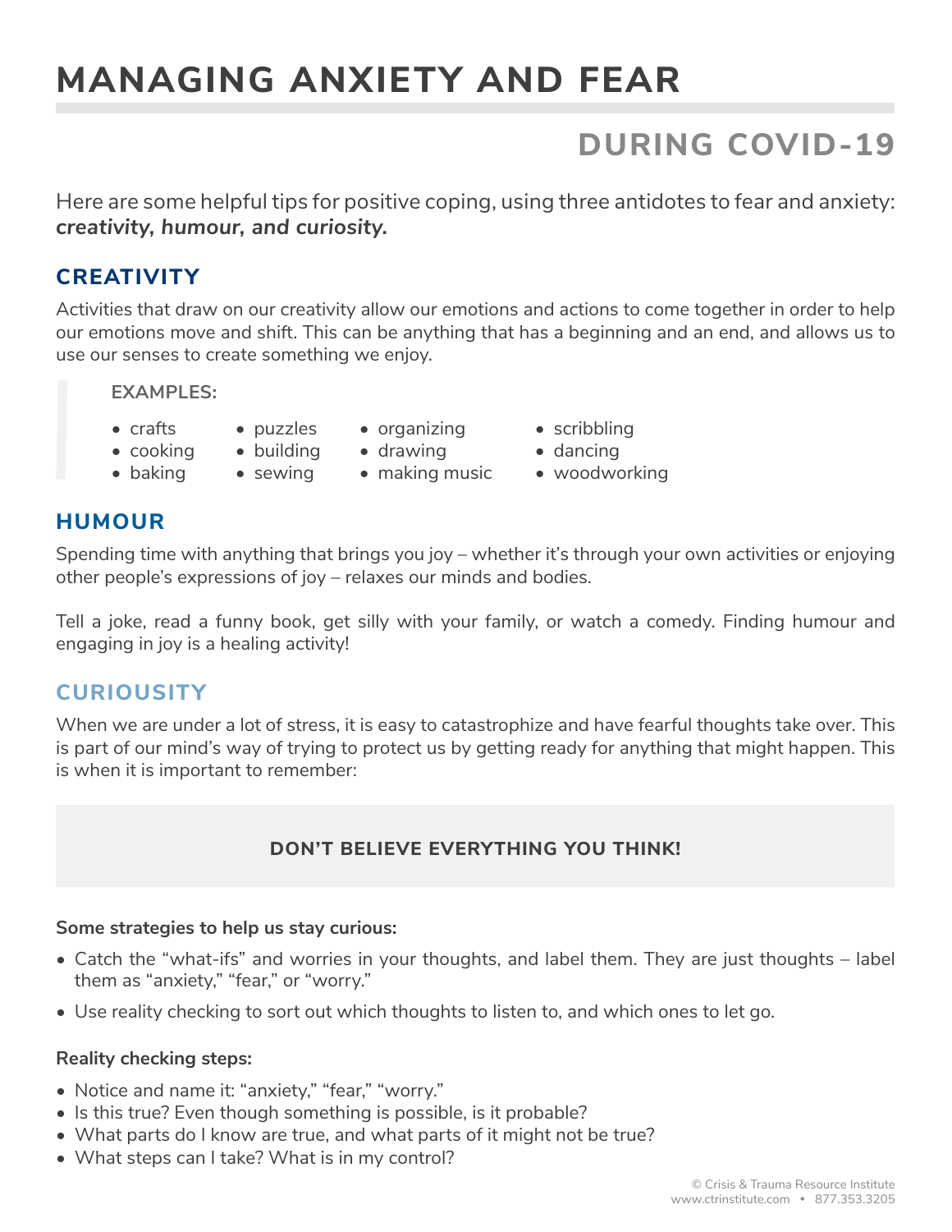# MANAGING ANXIETY AND FEAR

## DURING COVID-19

Here are some helpful tips for positive coping, using three antidotes to fear and anxiety: ***creativity, humour, and curiosity.***

## CREATIVITY

Activities that draw on our creativity allow our emotions and actions to come together in order to help our emotions move and shift. This can be anything that has a beginning and an end, and allows us to use our senses to create something we enjoy.

**EXAMPLES:**

- crafts
- cooking
- baking
- puzzles
- building
- sewing
- organizing
- drawing
- making music
- scribbling
- dancing
- woodworking

## HUMOUR

Spending time with anything that brings you joy – whether it's through your own activities or enjoying other people's expressions of joy – relaxes our minds and bodies.

Tell a joke, read a funny book, get silly with your family, or watch a comedy. Finding humour and engaging in joy is a healing activity!

## CURIOUSITY

When we are under a lot of stress, it is easy to catastrophize and have fearful thoughts take over. This is part of our mind's way of trying to protect us by getting ready for anything that might happen. This is when it is important to remember:

**DON'T BELIEVE EVERYTHING YOU THINK!**

**Some strategies to help us stay curious:**

- Catch the "what-ifs" and worries in your thoughts, and label them. They are just thoughts – label them as "anxiety," "fear," or "worry."
- Use reality checking to sort out which thoughts to listen to, and which ones to let go.

**Reality checking steps:**

- Notice and name it: "anxiety," "fear," "worry."
- Is this true? Even though something is possible, is it probable?
- What parts do I know are true, and what parts of it might not be true?
- What steps can I take? What is in my control?

© Crisis & Trauma Resource Institute
www.ctrinstitute.com • 877.353.3205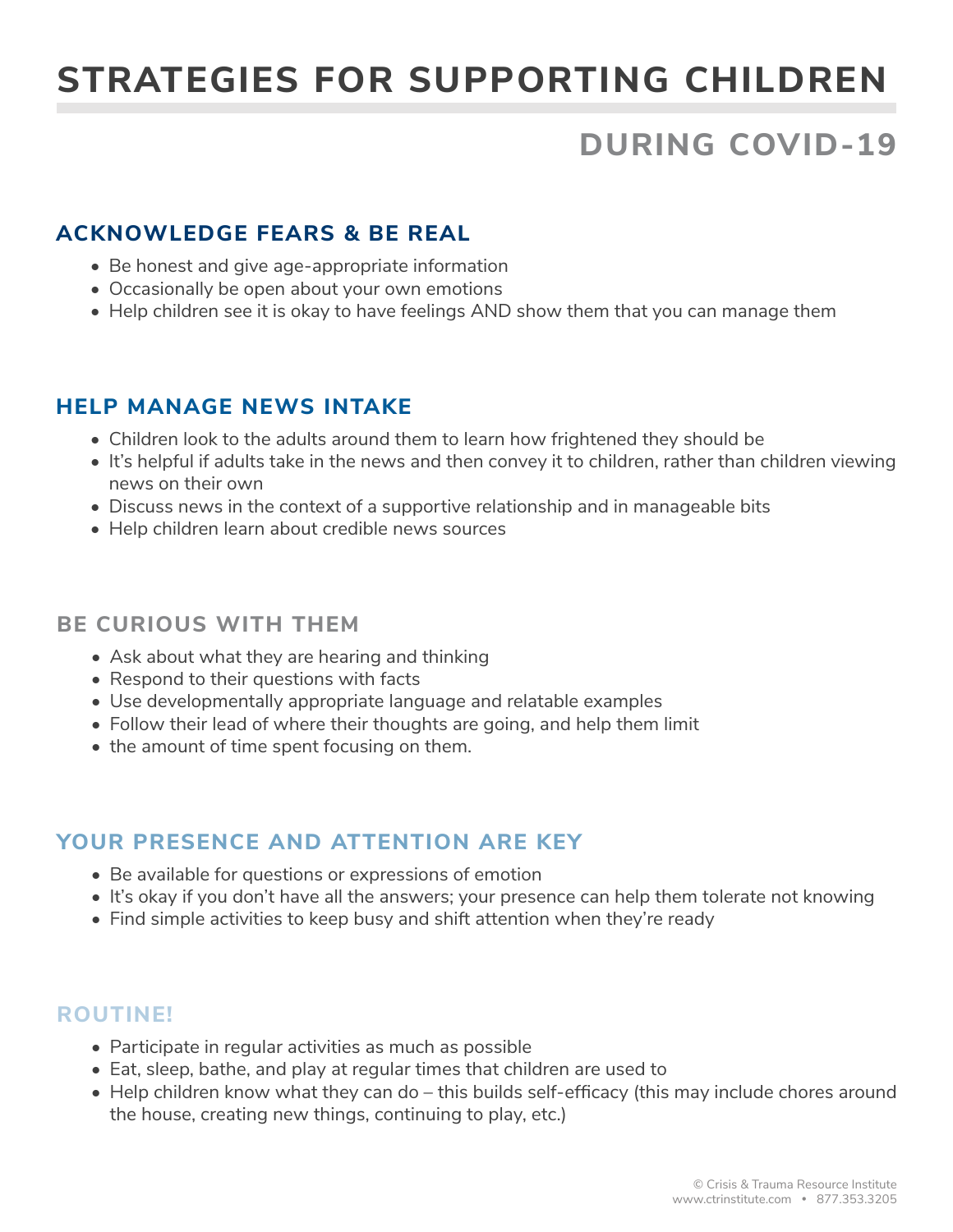# STRATEGIES FOR SUPPORTING CHILDREN

## DURING COVID-19

### ACKNOWLEDGE FEARS & BE REAL

- Be honest and give age-appropriate information
- Occasionally be open about your own emotions
- Help children see it is okay to have feelings AND show them that you can manage them

### HELP MANAGE NEWS INTAKE

- Children look to the adults around them to learn how frightened they should be
- It's helpful if adults take in the news and then convey it to children, rather than children viewing news on their own
- Discuss news in the context of a supportive relationship and in manageable bits
- Help children learn about credible news sources

### BE CURIOUS WITH THEM

- Ask about what they are hearing and thinking
- Respond to their questions with facts
- Use developmentally appropriate language and relatable examples
- Follow their lead of where their thoughts are going, and help them limit
- the amount of time spent focusing on them.

### YOUR PRESENCE AND ATTENTION ARE KEY

- Be available for questions or expressions of emotion
- It's okay if you don't have all the answers; your presence can help them tolerate not knowing
- Find simple activities to keep busy and shift attention when they're ready

### ROUTINE!

- Participate in regular activities as much as possible
- Eat, sleep, bathe, and play at regular times that children are used to
- Help children know what they can do – this builds self-efficacy (this may include chores around the house, creating new things, continuing to play, etc.)

© Crisis & Trauma Resource Institute
www.ctrinstitute.com • 877.353.3205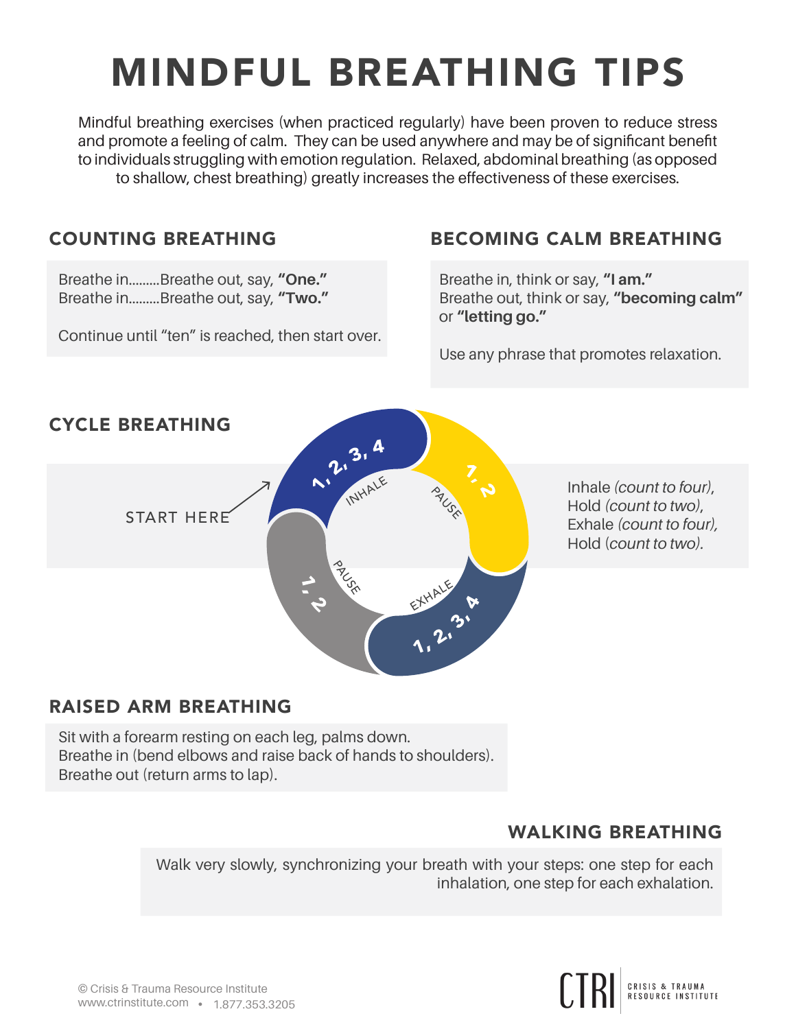# MINDFUL BREATHING TIPS

Mindful breathing exercises (when practiced regularly) have been proven to reduce stress and promote a feeling of calm. They can be used anywhere and may be of significant benefit to individuals struggling with emotion regulation. Relaxed, abdominal breathing (as opposed to shallow, chest breathing) greatly increases the effectiveness of these exercises.

## COUNTING BREATHING

Breathe in.........Breathe out, say, **"One."**
Breathe in.........Breathe out, say, **"Two."**

Continue until "ten" is reached, then start over.

## BECOMING CALM BREATHING

Breathe in, think or say, **"I am."**
Breathe out, think or say, **"becoming calm"** or **"letting go."**

Use any phrase that promotes relaxation.

## CYCLE BREATHING

START HERE

INHALE 1, 2, 3, 4

PAUSE 1, 2

EXHALE 1, 2, 3, 4

PAUSE 1, 2

Inhale *(count to four)*,
Hold *(count to two)*,
Exhale *(count to four)*,
Hold *(count to two)*.

## RAISED ARM BREATHING

Sit with a forearm resting on each leg, palms down.
Breathe in (bend elbows and raise back of hands to shoulders).
Breathe out (return arms to lap).

## WALKING BREATHING

Walk very slowly, synchronizing your breath with your steps: one step for each inhalation, one step for each exhalation.

© Crisis & Trauma Resource Institute
www.ctrinstitute.com • 1.877.353.3205

CTRI CRISIS & TRAUMA RESOURCE INSTITUTE